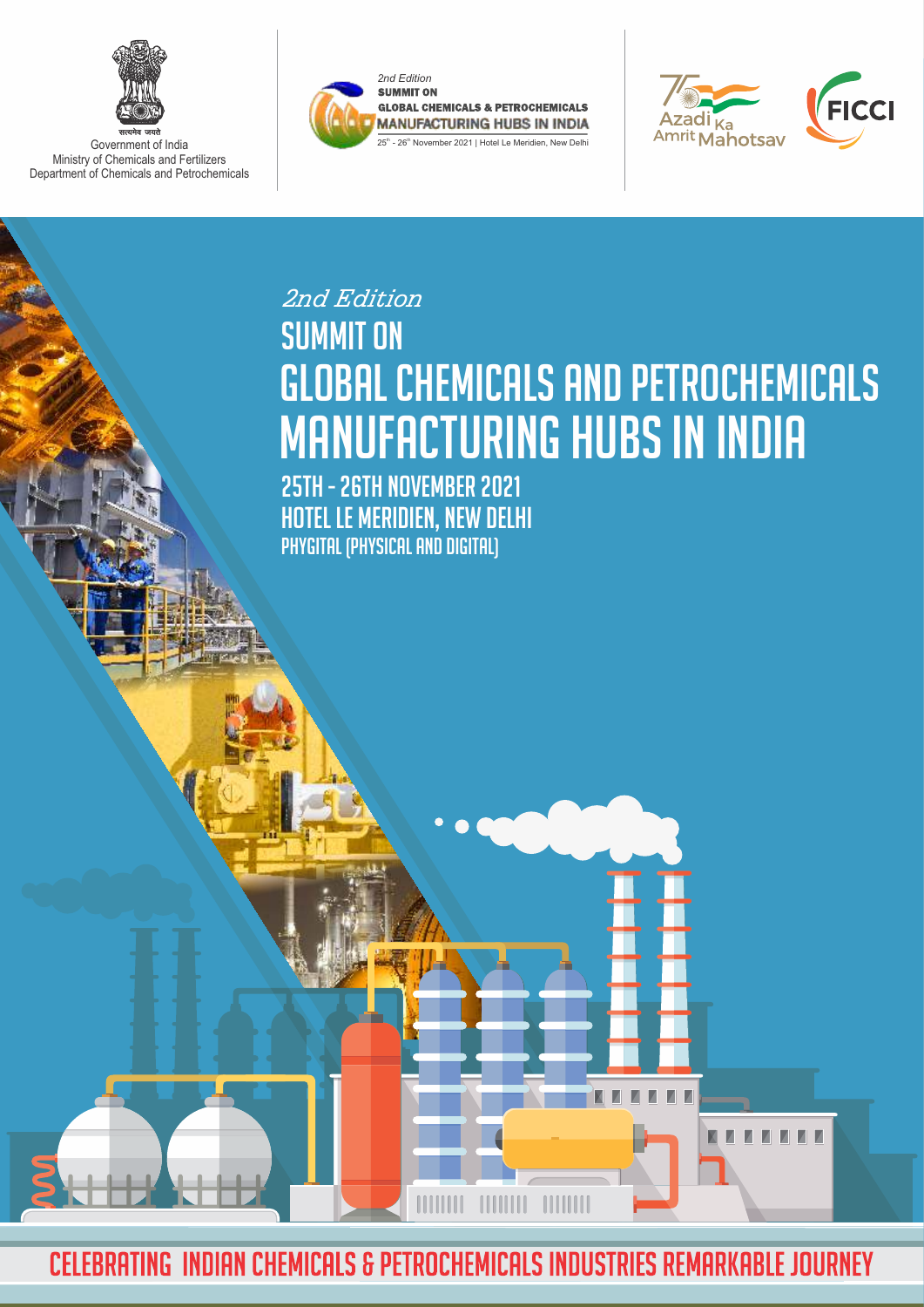सत्यमेव जयते

Government of India
Ministry of Chemicals and Fertilizers
Department of Chemicals and Petrochemicals

*2nd Edition*
**SUMMIT ON**
**GLOBAL CHEMICALS & PETROCHEMICALS**
**MANUFACTURING HUBS IN INDIA**
25th - 26th November 2021 | Hotel Le Meridien, New Delhi

Azadi Ka Amrit Mahotsav

FICCI

*2nd Edition*

# SUMMIT ON GLOBAL CHEMICALS AND PETROCHEMICALS MANUFACTURING HUBS IN INDIA

## 25TH - 26TH NOVEMBER 2021
## HOTEL LE MERIDIEN, NEW DELHI

PHYGITAL (PHYSICAL AND DIGITAL)

**CELEBRATING INDIAN CHEMICALS & PETROCHEMICALS INDUSTRIES REMARKABLE JOURNEY**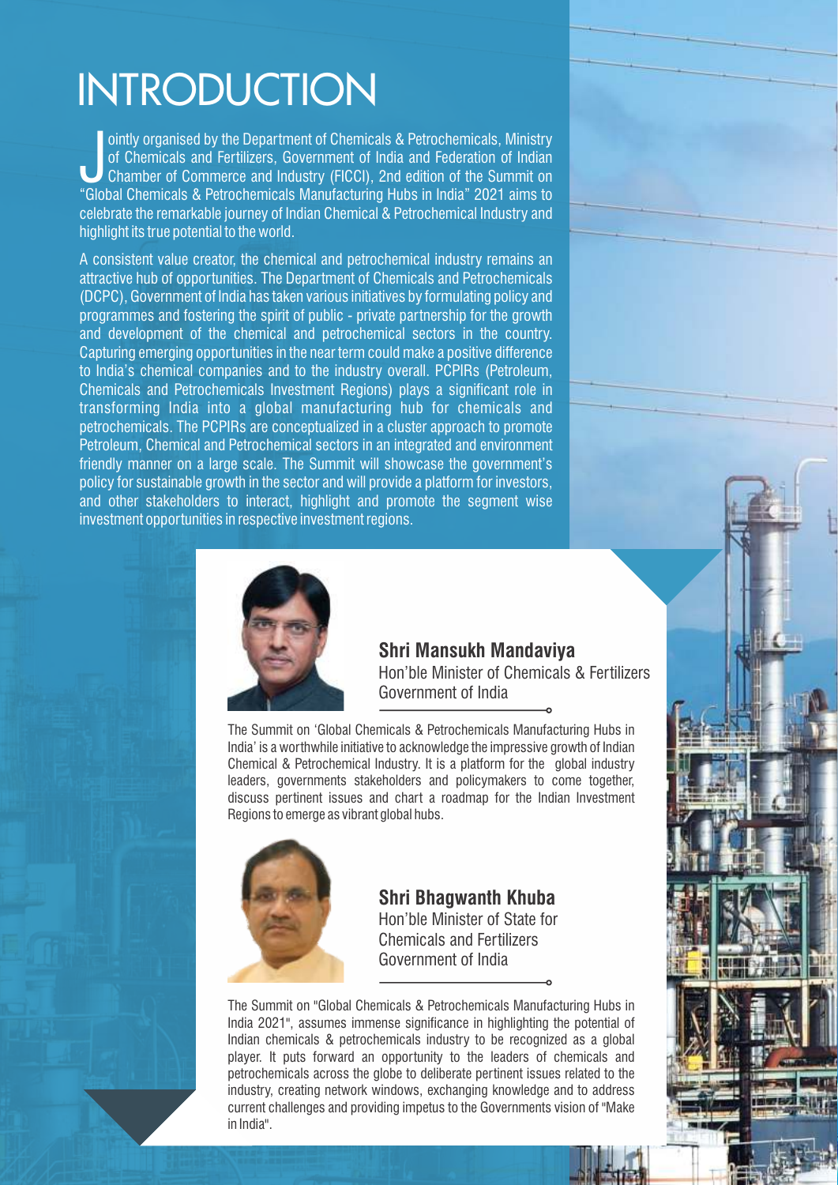# INTRODUCTION

Jointly organised by the Department of Chemicals & Petrochemicals, Ministry of Chemicals and Fertilizers, Government of India and Federation of Indian Chamber of Commerce and Industry (FICCI), 2nd edition of the Summit on "Global Chemicals & Petrochemicals Manufacturing Hubs in India" 2021 aims to celebrate the remarkable journey of Indian Chemical & Petrochemical Industry and highlight its true potential to the world.

A consistent value creator, the chemical and petrochemical industry remains an attractive hub of opportunities. The Department of Chemicals and Petrochemicals (DCPC), Government of India has taken various initiatives by formulating policy and programmes and fostering the spirit of public - private partnership for the growth and development of the chemical and petrochemical sectors in the country. Capturing emerging opportunities in the near term could make a positive difference to India's chemical companies and to the industry overall. PCPIRs (Petroleum, Chemicals and Petrochemicals Investment Regions) plays a significant role in transforming India into a global manufacturing hub for chemicals and petrochemicals. The PCPIRs are conceptualized in a cluster approach to promote Petroleum, Chemical and Petrochemical sectors in an integrated and environment friendly manner on a large scale. The Summit will showcase the government's policy for sustainable growth in the sector and will provide a platform for investors, and other stakeholders to interact, highlight and promote the segment wise investment opportunities in respective investment regions.

**Shri Mansukh Mandaviya**
Hon'ble Minister of Chemicals & Fertilizers
Government of India

The Summit on 'Global Chemicals & Petrochemicals Manufacturing Hubs in India' is a worthwhile initiative to acknowledge the impressive growth of Indian Chemical & Petrochemical Industry. It is a platform for the global industry leaders, governments stakeholders and policymakers to come together, discuss pertinent issues and chart a roadmap for the Indian Investment Regions to emerge as vibrant global hubs.

**Shri Bhagwanth Khuba**
Hon'ble Minister of State for
Chemicals and Fertilizers
Government of India

The Summit on "Global Chemicals & Petrochemicals Manufacturing Hubs in India 2021", assumes immense significance in highlighting the potential of Indian chemicals & petrochemicals industry to be recognized as a global player. It puts forward an opportunity to the leaders of chemicals and petrochemicals across the globe to deliberate pertinent issues related to the industry, creating network windows, exchanging knowledge and to address current challenges and providing impetus to the Governments vision of "Make in India".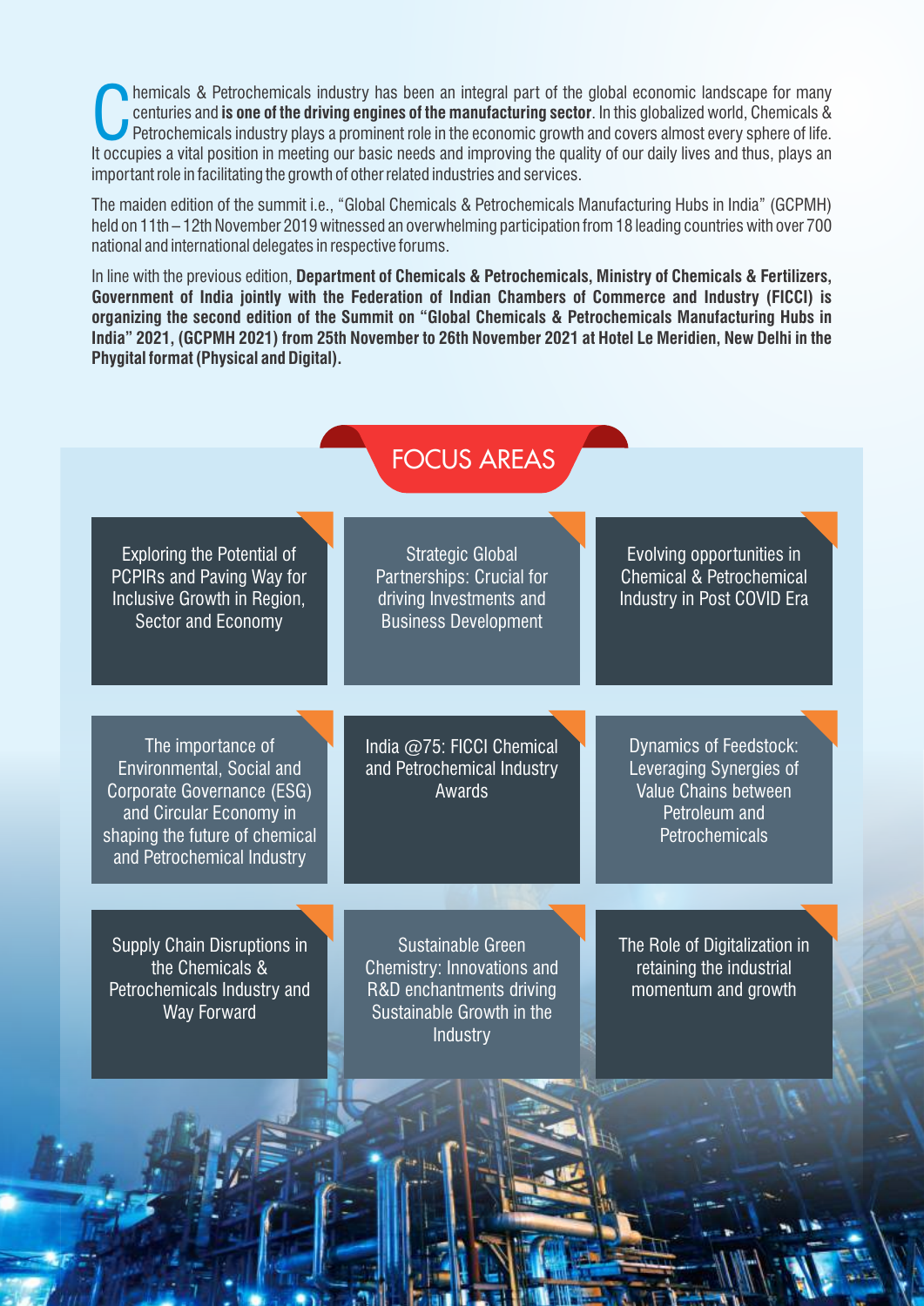Chemicals & Petrochemicals industry has been an integral part of the global economic landscape for many centuries and **is one of the driving engines of the manufacturing sector**. In this globalized world, Chemicals & Petrochemicals industry plays a prominent role in the economic growth and covers almost every sphere of life. It occupies a vital position in meeting our basic needs and improving the quality of our daily lives and thus, plays an important role in facilitating the growth of other related industries and services.

The maiden edition of the summit i.e., "Global Chemicals & Petrochemicals Manufacturing Hubs in India" (GCPMH) held on 11th – 12th November 2019 witnessed an overwhelming participation from 18 leading countries with over 700 national and international delegates in respective forums.

In line with the previous edition, **Department of Chemicals & Petrochemicals, Ministry of Chemicals & Fertilizers, Government of India jointly with the Federation of Indian Chambers of Commerce and Industry (FICCI) is organizing the second edition of the Summit on "Global Chemicals & Petrochemicals Manufacturing Hubs in India" 2021, (GCPMH 2021) from 25th November to 26th November 2021 at Hotel Le Meridien, New Delhi in the Phygital format (Physical and Digital).**

## FOCUS AREAS

- Exploring the Potential of PCPIRs and Paving Way for Inclusive Growth in Region, Sector and Economy
- Strategic Global Partnerships: Crucial for driving Investments and Business Development
- Evolving opportunities in Chemical & Petrochemical Industry in Post COVID Era
- The importance of Environmental, Social and Corporate Governance (ESG) and Circular Economy in shaping the future of chemical and Petrochemical Industry
- India @75: FICCI Chemical and Petrochemical Industry Awards
- Dynamics of Feedstock: Leveraging Synergies of Value Chains between Petroleum and Petrochemicals
- Supply Chain Disruptions in the Chemicals & Petrochemicals Industry and Way Forward
- Sustainable Green Chemistry: Innovations and R&D enchantments driving Sustainable Growth in the Industry
- The Role of Digitalization in retaining the industrial momentum and growth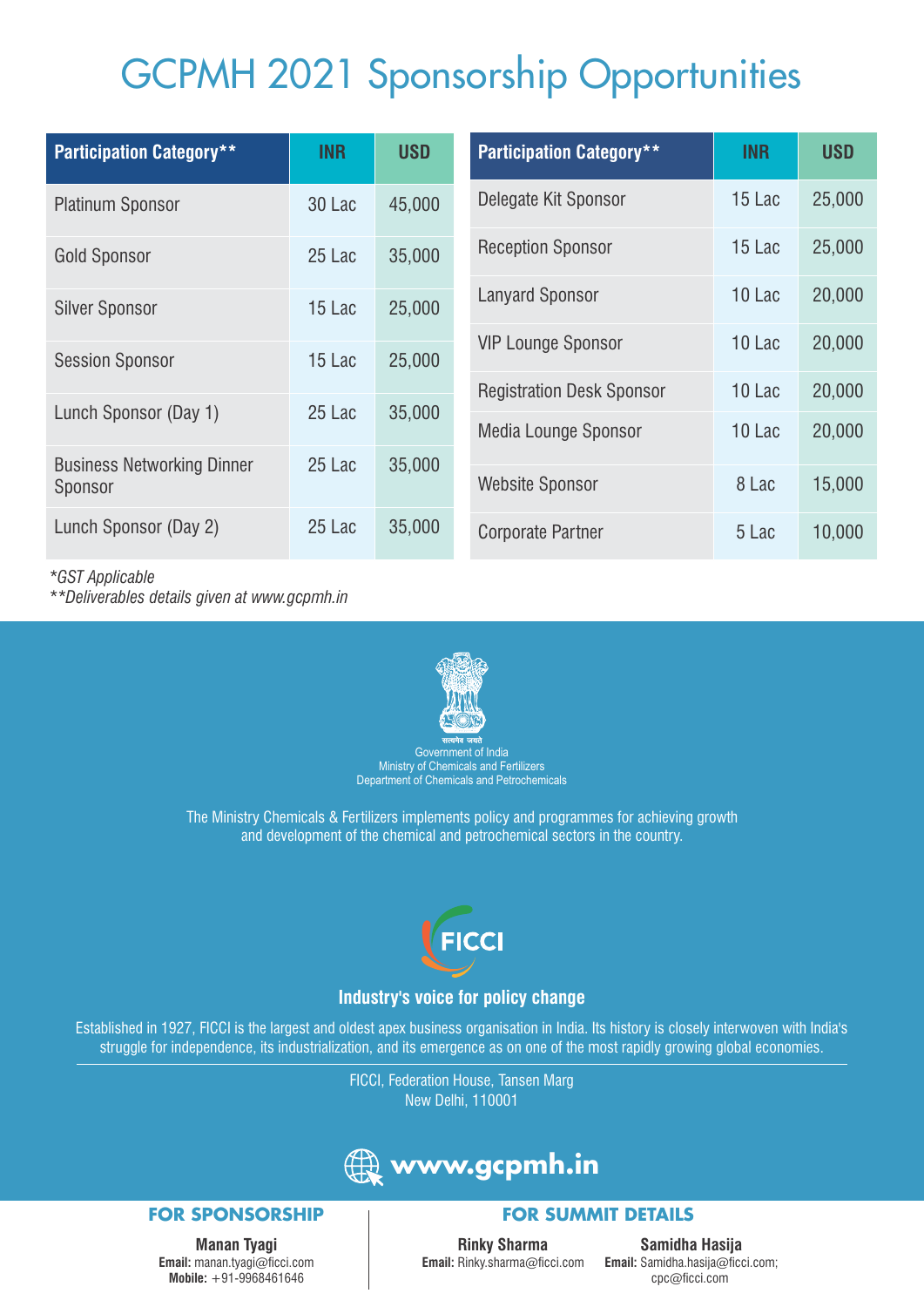# GCPMH 2021 Sponsorship Opportunities

| Participation Category** | INR | USD |
|---|---|---|
| Platinum Sponsor | 30 Lac | 45,000 |
| Gold Sponsor | 25 Lac | 35,000 |
| Silver Sponsor | 15 Lac | 25,000 |
| Session Sponsor | 15 Lac | 25,000 |
| Lunch Sponsor (Day 1) | 25 Lac | 35,000 |
| Business Networking Dinner Sponsor | 25 Lac | 35,000 |
| Lunch Sponsor (Day 2) | 25 Lac | 35,000 |

| Participation Category** | INR | USD |
|---|---|---|
| Delegate Kit Sponsor | 15 Lac | 25,000 |
| Reception Sponsor | 15 Lac | 25,000 |
| Lanyard Sponsor | 10 Lac | 20,000 |
| VIP Lounge Sponsor | 10 Lac | 20,000 |
| Registration Desk Sponsor | 10 Lac | 20,000 |
| Media Lounge Sponsor | 10 Lac | 20,000 |
| Website Sponsor | 8 Lac | 15,000 |
| Corporate Partner | 5 Lac | 10,000 |

*\*GST Applicable*
*\*\*Deliverables details given at www.gcpmh.in*

सत्यमेव जयते
Government of India
Ministry of Chemicals and Fertilizers
Department of Chemicals and Petrochemicals

The Ministry Chemicals & Fertilizers implements policy and programmes for achieving growth and development of the chemical and petrochemical sectors in the country.

FICCI

**Industry's voice for policy change**

Established in 1927, FICCI is the largest and oldest apex business organisation in India. Its history is closely interwoven with India's struggle for independence, its industrialization, and its emergence as on one of the most rapidly growing global economies.

FICCI, Federation House, Tansen Marg
New Delhi, 110001

**www.gcpmh.in**

## FOR SPONSORSHIP

**Manan Tyagi**
**Email:** manan.tyagi@ficci.com
**Mobile:** +91-9968461646

## FOR SUMMIT DETAILS

**Rinky Sharma**
**Email:** Rinky.sharma@ficci.com

**Samidha Hasija**
**Email:** Samidha.hasija@ficci.com; cpc@ficci.com